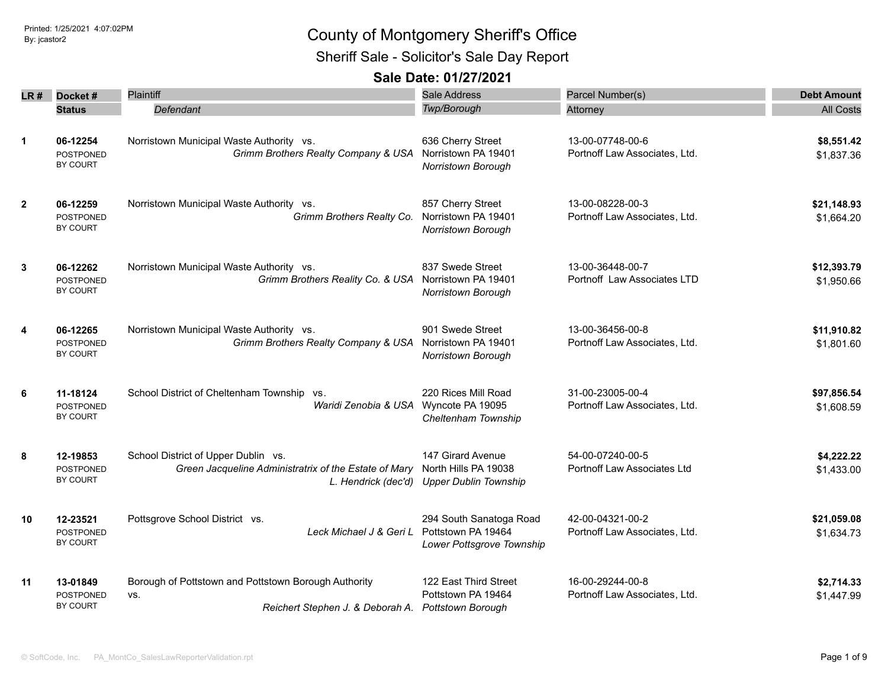Printed: 1/25/2021 4:07:02PM
By: jcastor2

# County of Montgomery Sheriff's Office

## Sheriff Sale - Solicitor's Sale Day Report

### Sale Date: 01/27/2021

| LR # | Docket # / Status | Plaintiff / *Defendant* | Sale Address / *Twp/Borough* | Parcel Number(s) / Attorney | **Debt Amount** / All Costs |
|---|---|---|---|---|---|
| 1 | **06-12254** POSTPONED BY COURT | Norristown Municipal Waste Authority vs. *Grimm Brothers Realty Company & USA* | 636 Cherry Street Norristown PA 19401 *Norristown Borough* | 13-00-07748-00-6 Portnoff Law Associates, Ltd. | **$8,551.42** $1,837.36 |
| 2 | **06-12259** POSTPONED BY COURT | Norristown Municipal Waste Authority vs. *Grimm Brothers Realty Co.* | 857 Cherry Street Norristown PA 19401 *Norristown Borough* | 13-00-08228-00-3 Portnoff Law Associates, Ltd. | **$21,148.93** $1,664.20 |
| 3 | **06-12262** POSTPONED BY COURT | Norristown Municipal Waste Authority vs. *Grimm Brothers Reality Co. & USA* | 837 Swede Street Norristown PA 19401 *Norristown Borough* | 13-00-36448-00-7 Portnoff Law Associates LTD | **$12,393.79** $1,950.66 |
| 4 | **06-12265** POSTPONED BY COURT | Norristown Municipal Waste Authority vs. *Grimm Brothers Realty Company & USA* | 901 Swede Street Norristown PA 19401 *Norristown Borough* | 13-00-36456-00-8 Portnoff Law Associates, Ltd. | **$11,910.82** $1,801.60 |
| 6 | **11-18124** POSTPONED BY COURT | School District of Cheltenham Township vs. *Waridi Zenobia & USA* | 220 Rices Mill Road Wyncote PA 19095 *Cheltenham Township* | 31-00-23005-00-4 Portnoff Law Associates, Ltd. | **$97,856.54** $1,608.59 |
| 8 | **12-19853** POSTPONED BY COURT | School District of Upper Dublin vs. *Green Jacqueline Administratrix of the Estate of Mary L. Hendrick (dec'd)* | 147 Girard Avenue North Hills PA 19038 *Upper Dublin Township* | 54-00-07240-00-5 Portnoff Law Associates Ltd | **$4,222.22** $1,433.00 |
| 10 | **12-23521** POSTPONED BY COURT | Pottsgrove School District vs. *Leck Michael J & Geri L* | 294 South Sanatoga Road Pottstown PA 19464 *Lower Pottsgrove Township* | 42-00-04321-00-2 Portnoff Law Associates, Ltd. | **$21,059.08** $1,634.73 |
| 11 | **13-01849** POSTPONED BY COURT | Borough of Pottstown and Pottstown Borough Authority vs. *Reichert Stephen J. & Deborah A.* | 122 East Third Street Pottstown PA 19464 *Pottstown Borough* | 16-00-29244-00-8 Portnoff Law Associates, Ltd. | **$2,714.33** $1,447.99 |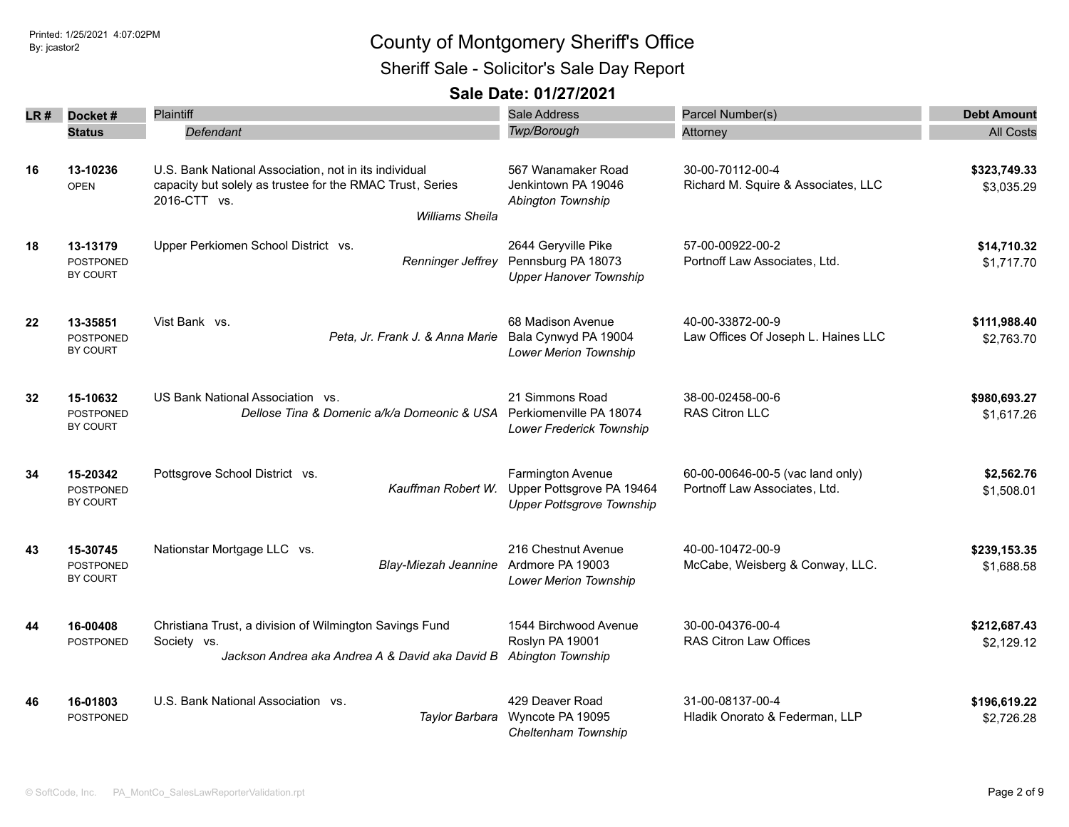# County of Montgomery Sheriff's Office

## Sheriff Sale - Solicitor's Sale Day Report

### Sale Date: 01/27/2021

| LR # | Docket # / Status | Plaintiff / Defendant | Sale Address / Twp/Borough | Parcel Number(s) / Attorney | Debt Amount / All Costs |
|---|---|---|---|---|---|
| 16 | **13-10236** OPEN | U.S. Bank National Association, not in its individual capacity but solely as trustee for the RMAC Trust, Series 2016-CTT vs. *Williams Sheila* | 567 Wanamaker Road Jenkintown PA 19046 *Abington Township* | 30-00-70112-00-4 Richard M. Squire & Associates, LLC | **$323,749.33** $3,035.29 |
| 18 | **13-13179** POSTPONED BY COURT | Upper Perkiomen School District vs. *Renninger Jeffrey* | 2644 Geryville Pike Pennsburg PA 18073 *Upper Hanover Township* | 57-00-00922-00-2 Portnoff Law Associates, Ltd. | **$14,710.32** $1,717.70 |
| 22 | **13-35851** POSTPONED BY COURT | Vist Bank vs. *Peta, Jr. Frank J. & Anna Marie* | 68 Madison Avenue Bala Cynwyd PA 19004 *Lower Merion Township* | 40-00-33872-00-9 Law Offices Of Joseph L. Haines LLC | **$111,988.40** $2,763.70 |
| 32 | **15-10632** POSTPONED BY COURT | US Bank National Association vs. *Dellose Tina & Domenic a/k/a Domeonic & USA* | 21 Simmons Road Perkiomenville PA 18074 *Lower Frederick Township* | 38-00-02458-00-6 RAS Citron LLC | **$980,693.27** $1,617.26 |
| 34 | **15-20342** POSTPONED BY COURT | Pottsgrove School District vs. *Kauffman Robert W.* | Farmington Avenue Upper Pottsgrove PA 19464 *Upper Pottsgrove Township* | 60-00-00646-00-5 (vac land only) Portnoff Law Associates, Ltd. | **$2,562.76** $1,508.01 |
| 43 | **15-30745** POSTPONED BY COURT | Nationstar Mortgage LLC vs. *Blay-Miezah Jeannine* | 216 Chestnut Avenue Ardmore PA 19003 *Lower Merion Township* | 40-00-10472-00-9 McCabe, Weisberg & Conway, LLC. | **$239,153.35** $1,688.58 |
| 44 | **16-00408** POSTPONED | Christiana Trust, a division of Wilmington Savings Fund Society vs. *Jackson Andrea aka Andrea A & David aka David B* | 1544 Birchwood Avenue Roslyn PA 19001 *Abington Township* | 30-00-04376-00-4 RAS Citron Law Offices | **$212,687.43** $2,129.12 |
| 46 | **16-01803** POSTPONED | U.S. Bank National Association vs. *Taylor Barbara* | 429 Deaver Road Wyncote PA 19095 *Cheltenham Township* | 31-00-08137-00-4 Hladik Onorato & Federman, LLP | **$196,619.22** $2,726.28 |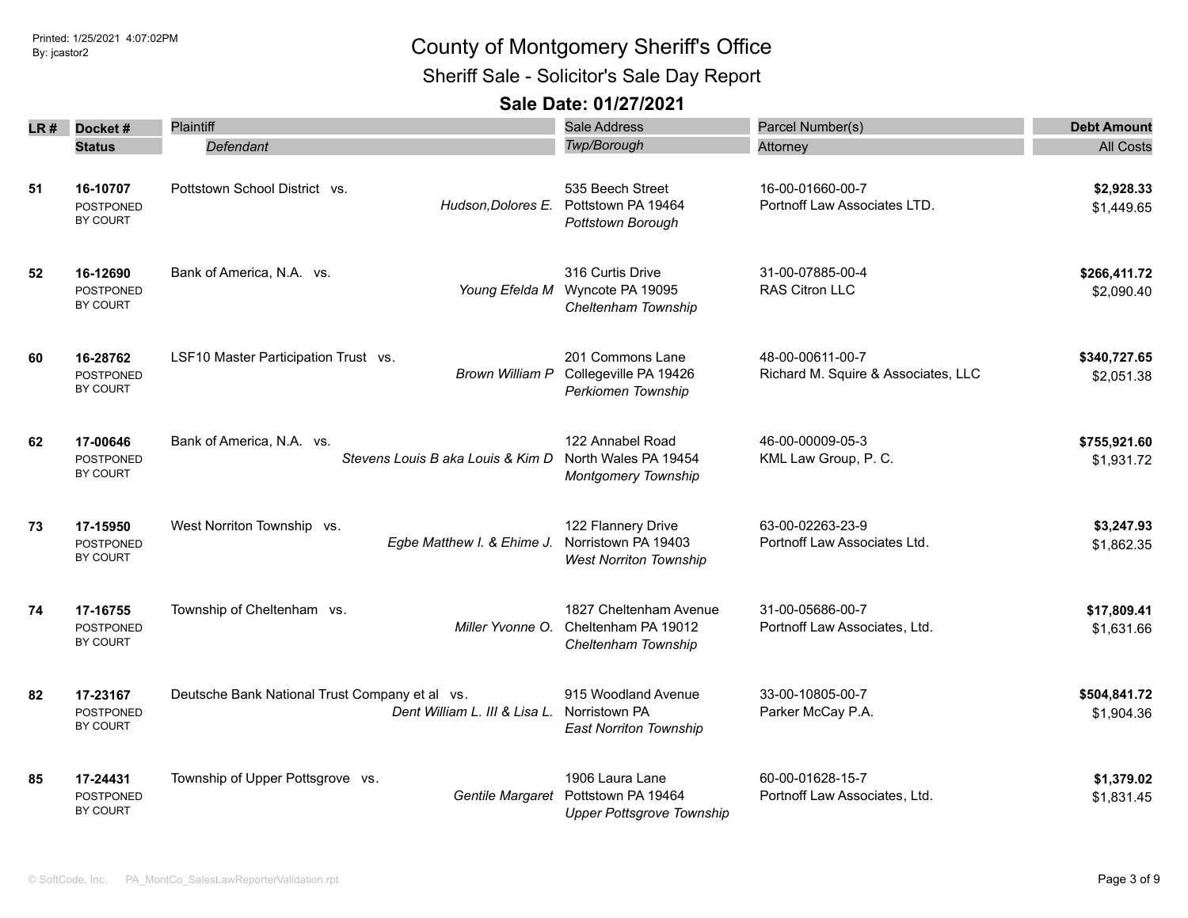Printed: 1/25/2021 4:07:02PM
By: jcastor2

# County of Montgomery Sheriff's Office

## Sheriff Sale - Solicitor's Sale Day Report

### Sale Date: 01/27/2021

| LR # | Docket # / Status | Plaintiff / *Defendant* | Sale Address / *Twp/Borough* | Parcel Number(s) / Attorney | Debt Amount / All Costs |
|---|---|---|---|---|---|
| 51 | **16-10707** POSTPONED BY COURT | Pottstown School District vs. *Hudson,Dolores E.* | 535 Beech Street Pottstown PA 19464 *Pottstown Borough* | 16-00-01660-00-7 Portnoff Law Associates LTD. | **$2,928.33** $1,449.65 |
| 52 | **16-12690** POSTPONED BY COURT | Bank of America, N.A. vs. *Young Efelda M* | 316 Curtis Drive Wyncote PA 19095 *Cheltenham Township* | 31-00-07885-00-4 RAS Citron LLC | **$266,411.72** $2,090.40 |
| 60 | **16-28762** POSTPONED BY COURT | LSF10 Master Participation Trust vs. *Brown William P* | 201 Commons Lane Collegeville PA 19426 *Perkiomen Township* | 48-00-00611-00-7 Richard M. Squire & Associates, LLC | **$340,727.65** $2,051.38 |
| 62 | **17-00646** POSTPONED BY COURT | Bank of America, N.A. vs. *Stevens Louis B aka Louis & Kim D* | 122 Annabel Road North Wales PA 19454 *Montgomery Township* | 46-00-00009-05-3 KML Law Group, P. C. | **$755,921.60** $1,931.72 |
| 73 | **17-15950** POSTPONED BY COURT | West Norriton Township vs. *Egbe Matthew I. & Ehime J.* | 122 Flannery Drive Norristown PA 19403 *West Norriton Township* | 63-00-02263-23-9 Portnoff Law Associates Ltd. | **$3,247.93** $1,862.35 |
| 74 | **17-16755** POSTPONED BY COURT | Township of Cheltenham vs. *Miller Yvonne O.* | 1827 Cheltenham Avenue Cheltenham PA 19012 *Cheltenham Township* | 31-00-05686-00-7 Portnoff Law Associates, Ltd. | **$17,809.41** $1,631.66 |
| 82 | **17-23167** POSTPONED BY COURT | Deutsche Bank National Trust Company et al vs. *Dent William L. III & Lisa L.* | 915 Woodland Avenue Norristown PA *East Norriton Township* | 33-00-10805-00-7 Parker McCay P.A. | **$504,841.72** $1,904.36 |
| 85 | **17-24431** POSTPONED BY COURT | Township of Upper Pottsgrove vs. *Gentile Margaret* | 1906 Laura Lane Pottstown PA 19464 *Upper Pottsgrove Township* | 60-00-01628-15-7 Portnoff Law Associates, Ltd. | **$1,379.02** $1,831.45 |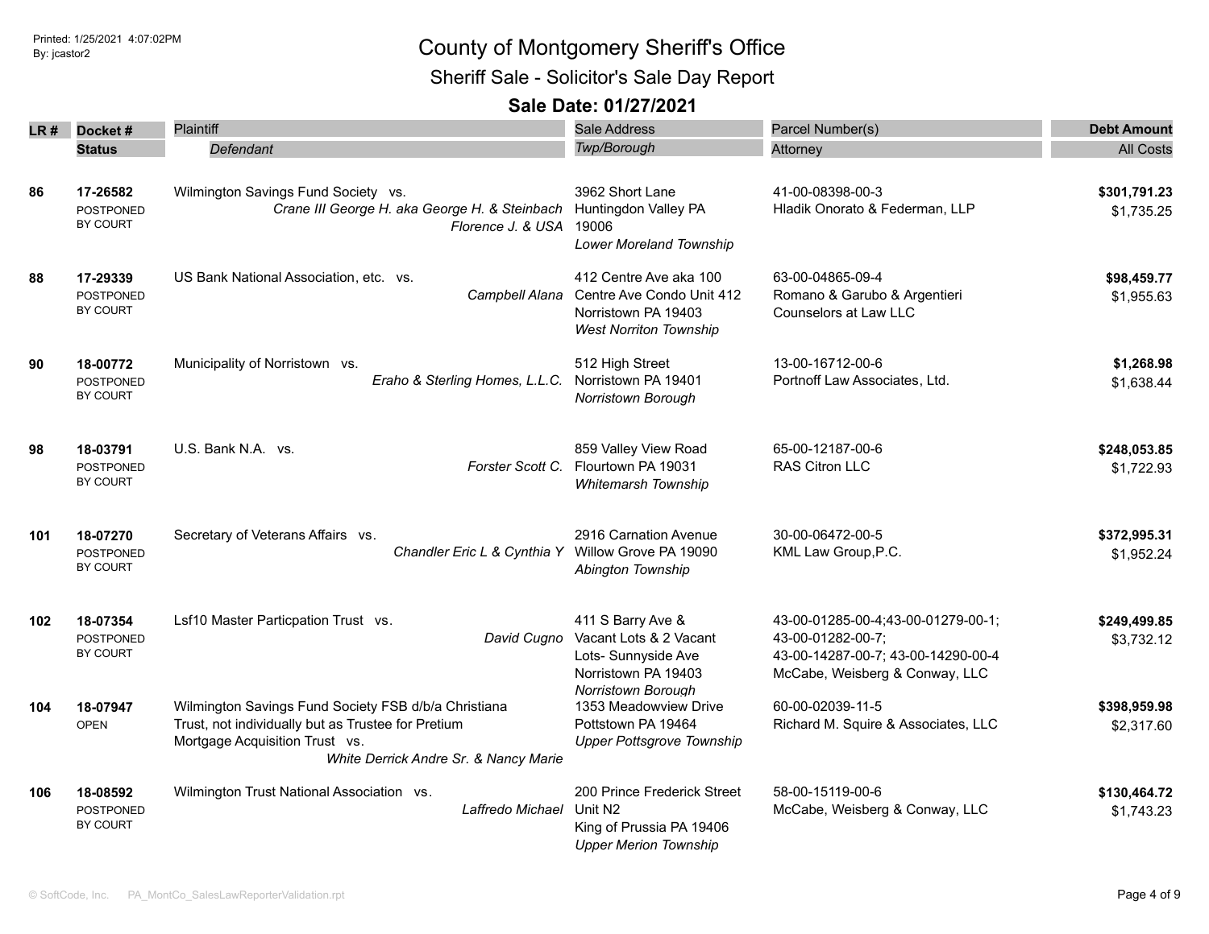# County of Montgomery Sheriff's Office

## Sheriff Sale - Solicitor's Sale Day Report

### Sale Date: 01/27/2021

| LR # | Docket # / Status | Plaintiff / Defendant | Sale Address / Twp/Borough | Parcel Number(s) / Attorney | Debt Amount / All Costs |
|---|---|---|---|---|---|
| 86 | 17-26582 POSTPONED BY COURT | Wilmington Savings Fund Society vs. *Crane III George H. aka George H. & Steinbach Florence J. & USA* | 3962 Short Lane Huntingdon Valley PA 19006 *Lower Moreland Township* | 41-00-08398-00-3 Hladik Onorato & Federman, LLP | **$301,791.23** $1,735.25 |
| 88 | 17-29339 POSTPONED BY COURT | US Bank National Association, etc. vs. *Campbell Alana* | 412 Centre Ave aka 100 Centre Ave Condo Unit 412 Norristown PA 19403 *West Norriton Township* | 63-00-04865-09-4 Romano & Garubo & Argentieri Counselors at Law LLC | **$98,459.77** $1,955.63 |
| 90 | 18-00772 POSTPONED BY COURT | Municipality of Norristown vs. *Eraho & Sterling Homes, L.L.C.* | 512 High Street Norristown PA 19401 *Norristown Borough* | 13-00-16712-00-6 Portnoff Law Associates, Ltd. | **$1,268.98** $1,638.44 |
| 98 | 18-03791 POSTPONED BY COURT | U.S. Bank N.A. vs. *Forster Scott C.* | 859 Valley View Road Flourtown PA 19031 *Whitemarsh Township* | 65-00-12187-00-6 RAS Citron LLC | **$248,053.85** $1,722.93 |
| 101 | 18-07270 POSTPONED BY COURT | Secretary of Veterans Affairs vs. *Chandler Eric L & Cynthia Y* | 2916 Carnation Avenue Willow Grove PA 19090 *Abington Township* | 30-00-06472-00-5 KML Law Group,P.C. | **$372,995.31** $1,952.24 |
| 102 | 18-07354 POSTPONED BY COURT | Lsf10 Master Particpation Trust vs. *David Cugno* | 411 S Barry Ave & Vacant Lots & 2 Vacant Lots- Sunnyside Ave Norristown PA 19403 *Norristown Borough* | 43-00-01285-00-4;43-00-01279-00-1; 43-00-01282-00-7; 43-00-14287-00-7; 43-00-14290-00-4 McCabe, Weisberg & Conway, LLC | **$249,499.85** $3,732.12 |
| 104 | 18-07947 OPEN | Wilmington Savings Fund Society FSB d/b/a Christiana Trust, not individually but as Trustee for Pretium Mortgage Acquisition Trust vs. *White Derrick Andre Sr. & Nancy Marie* | 1353 Meadowview Drive Pottstown PA 19464 *Upper Pottsgrove Township* | 60-00-02039-11-5 Richard M. Squire & Associates, LLC | **$398,959.98** $2,317.60 |
| 106 | 18-08592 POSTPONED BY COURT | Wilmington Trust National Association vs. *Laffredo Michael* | 200 Prince Frederick Street Unit N2 King of Prussia PA 19406 *Upper Merion Township* | 58-00-15119-00-6 McCabe, Weisberg & Conway, LLC | **$130,464.72** $1,743.23 |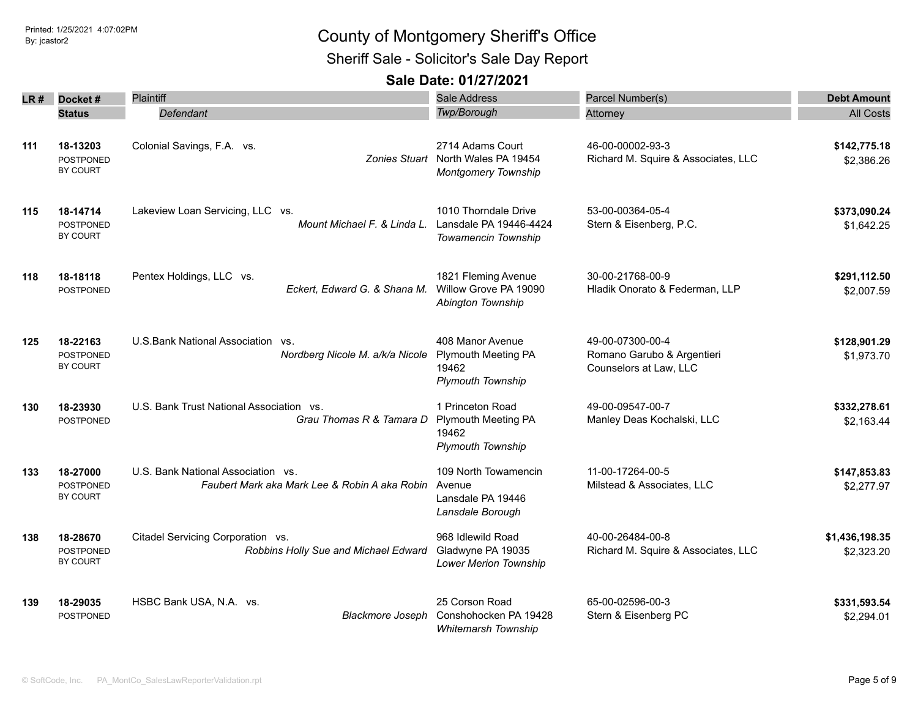# County of Montgomery Sheriff's Office

## Sheriff Sale - Solicitor's Sale Day Report

### Sale Date: 01/27/2021

| LR # | Docket # / Status | Plaintiff / Defendant | Sale Address / Twp/Borough | Parcel Number(s) / Attorney | Debt Amount / All Costs |
|---|---|---|---|---|---|
| 111 | **18-13203** POSTPONED BY COURT | Colonial Savings, F.A. vs. *Zonies Stuart* | 2714 Adams Court North Wales PA 19454 *Montgomery Township* | 46-00-00002-93-3 Richard M. Squire & Associates, LLC | **$142,775.18** $2,386.26 |
| 115 | **18-14714** POSTPONED BY COURT | Lakeview Loan Servicing, LLC vs. *Mount Michael F. & Linda L.* | 1010 Thorndale Drive Lansdale PA 19446-4424 *Towamencin Township* | 53-00-00364-05-4 Stern & Eisenberg, P.C. | **$373,090.24** $1,642.25 |
| 118 | **18-18118** POSTPONED | Pentex Holdings, LLC vs. *Eckert, Edward G. & Shana M.* | 1821 Fleming Avenue Willow Grove PA 19090 *Abington Township* | 30-00-21768-00-9 Hladik Onorato & Federman, LLP | **$291,112.50** $2,007.59 |
| 125 | **18-22163** POSTPONED BY COURT | U.S.Bank National Association vs. *Nordberg Nicole M. a/k/a Nicole* | 408 Manor Avenue Plymouth Meeting PA 19462 *Plymouth Township* | 49-00-07300-00-4 Romano Garubo & Argentieri Counselors at Law, LLC | **$128,901.29** $1,973.70 |
| 130 | **18-23930** POSTPONED | U.S. Bank Trust National Association vs. *Grau Thomas R & Tamara D* | 1 Princeton Road Plymouth Meeting PA 19462 *Plymouth Township* | 49-00-09547-00-7 Manley Deas Kochalski, LLC | **$332,278.61** $2,163.44 |
| 133 | **18-27000** POSTPONED BY COURT | U.S. Bank National Association vs. *Faubert Mark aka Mark Lee & Robin A aka Robin* | 109 North Towamencin Avenue Lansdale PA 19446 *Lansdale Borough* | 11-00-17264-00-5 Milstead & Associates, LLC | **$147,853.83** $2,277.97 |
| 138 | **18-28670** POSTPONED BY COURT | Citadel Servicing Corporation vs. *Robbins Holly Sue and Michael Edward* | 968 Idlewild Road Gladwyne PA 19035 *Lower Merion Township* | 40-00-26484-00-8 Richard M. Squire & Associates, LLC | **$1,436,198.35** $2,323.20 |
| 139 | **18-29035** POSTPONED | HSBC Bank USA, N.A. vs. *Blackmore Joseph* | 25 Corson Road Conshohocken PA 19428 *Whitemarsh Township* | 65-00-02596-00-3 Stern & Eisenberg PC | **$331,593.54** $2,294.01 |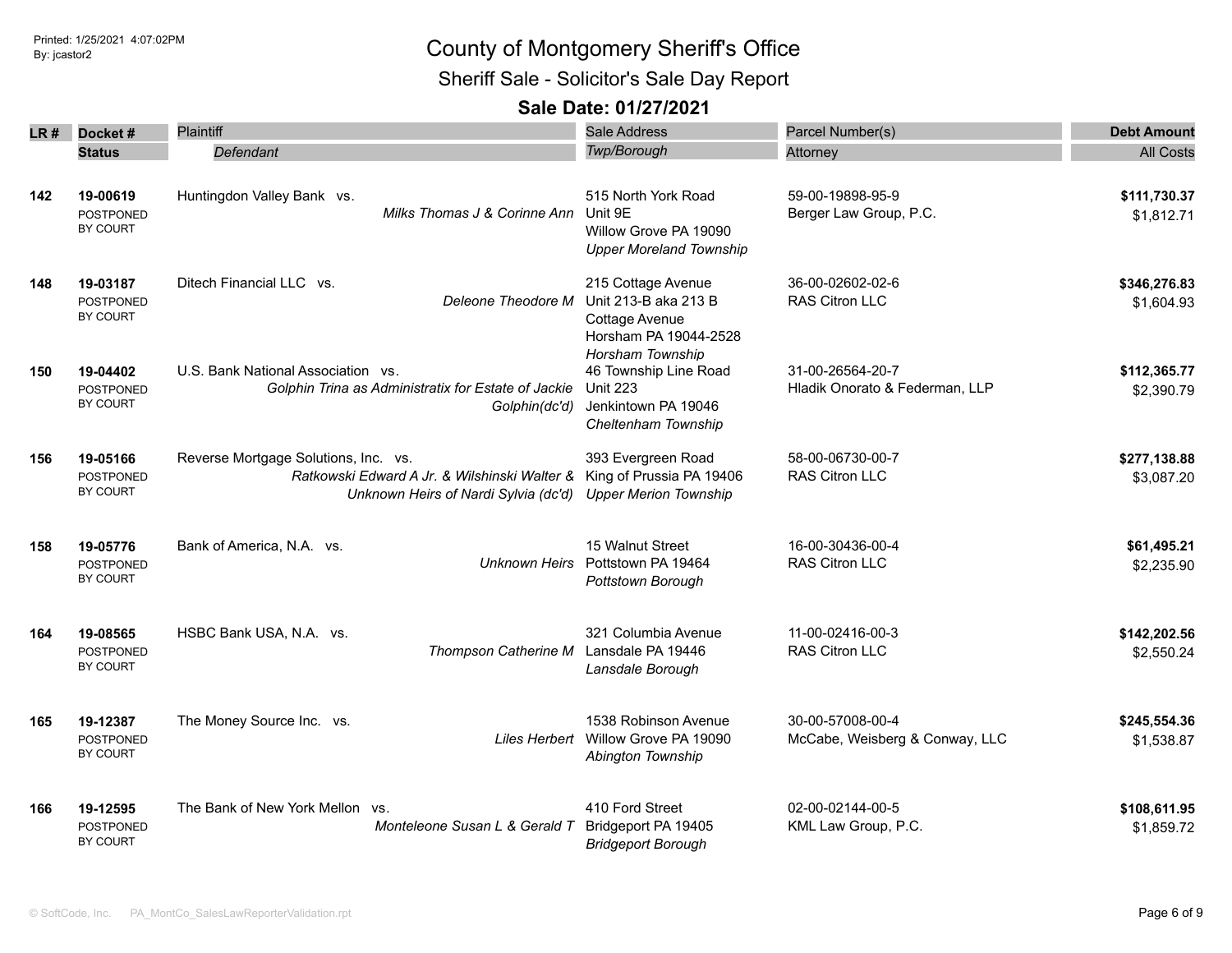# County of Montgomery Sheriff's Office

## Sheriff Sale - Solicitor's Sale Day Report

### Sale Date: 01/27/2021

| LR # | Docket # / Status | Plaintiff / Defendant | Sale Address / Twp/Borough | Parcel Number(s) / Attorney | Debt Amount / All Costs |
|---|---|---|---|---|---|
| 142 | 19-00619 POSTPONED BY COURT | Huntingdon Valley Bank vs. *Milks Thomas J & Corinne Ann* | 515 North York Road Unit 9E Willow Grove PA 19090 *Upper Moreland Township* | 59-00-19898-95-9 Berger Law Group, P.C. | **$111,730.37** $1,812.71 |
| 148 | 19-03187 POSTPONED BY COURT | Ditech Financial LLC vs. *Deleone Theodore M* | 215 Cottage Avenue Unit 213-B aka 213 B Cottage Avenue Horsham PA 19044-2528 *Horsham Township* | 36-00-02602-02-6 RAS Citron LLC | **$346,276.83** $1,604.93 |
| 150 | 19-04402 POSTPONED BY COURT | U.S. Bank National Association vs. *Golphin Trina as Administratix for Estate of Jackie Golphin(dc'd)* | 46 Township Line Road Unit 223 Jenkintown PA 19046 *Cheltenham Township* | 31-00-26564-20-7 Hladik Onorato & Federman, LLP | **$112,365.77** $2,390.79 |
| 156 | 19-05166 POSTPONED BY COURT | Reverse Mortgage Solutions, Inc. vs. *Ratkowski Edward A Jr. & Wilshinski Walter & Unknown Heirs of Nardi Sylvia (dc'd)* | 393 Evergreen Road King of Prussia PA 19406 *Upper Merion Township* | 58-00-06730-00-7 RAS Citron LLC | **$277,138.88** $3,087.20 |
| 158 | 19-05776 POSTPONED BY COURT | Bank of America, N.A. vs. *Unknown Heirs* | 15 Walnut Street Pottstown PA 19464 *Pottstown Borough* | 16-00-30436-00-4 RAS Citron LLC | **$61,495.21** $2,235.90 |
| 164 | 19-08565 POSTPONED BY COURT | HSBC Bank USA, N.A. vs. *Thompson Catherine M* | 321 Columbia Avenue Lansdale PA 19446 *Lansdale Borough* | 11-00-02416-00-3 RAS Citron LLC | **$142,202.56** $2,550.24 |
| 165 | 19-12387 POSTPONED BY COURT | The Money Source Inc. vs. *Liles Herbert* | 1538 Robinson Avenue Willow Grove PA 19090 *Abington Township* | 30-00-57008-00-4 McCabe, Weisberg & Conway, LLC | **$245,554.36** $1,538.87 |
| 166 | 19-12595 POSTPONED BY COURT | The Bank of New York Mellon vs. *Monteleone Susan L & Gerald T* | 410 Ford Street Bridgeport PA 19405 *Bridgeport Borough* | 02-00-02144-00-5 KML Law Group, P.C. | **$108,611.95** $1,859.72 |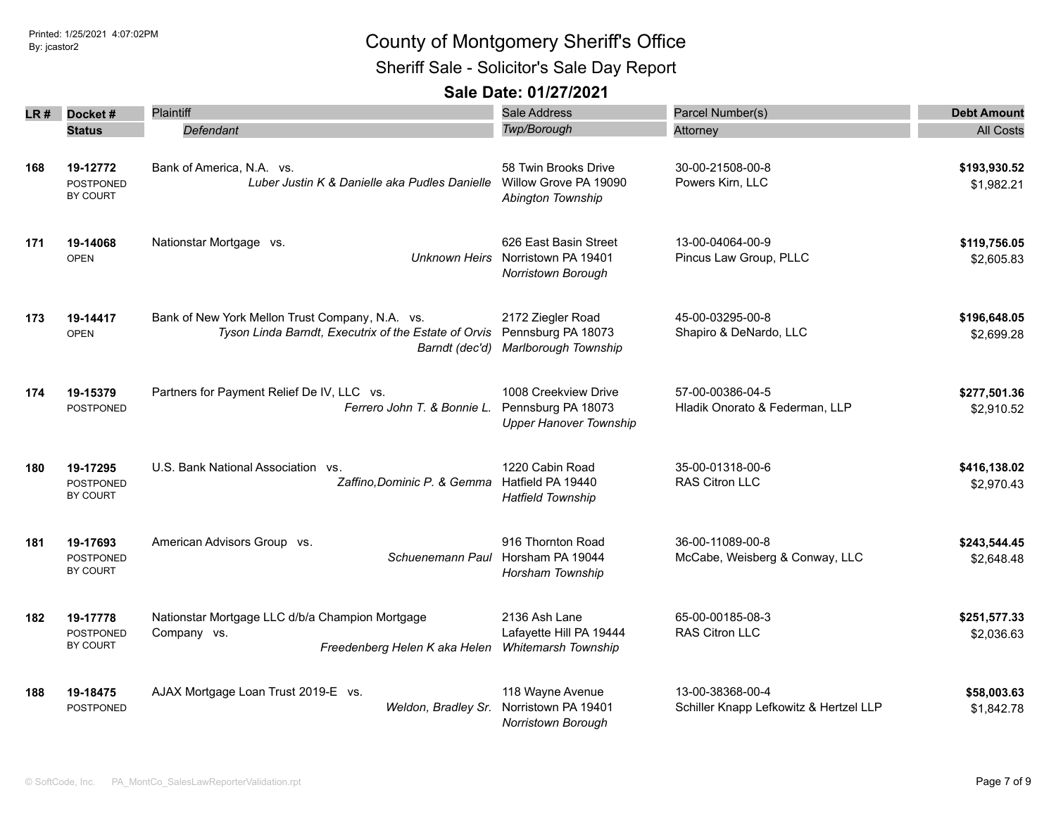# County of Montgomery Sheriff's Office

## Sheriff Sale - Solicitor's Sale Day Report

### Sale Date: 01/27/2021

Printed: 1/25/2021 4:07:02PM
By: jcastor2

| LR # | Docket # / Status | Plaintiff / *Defendant* | Sale Address / *Twp/Borough* | Parcel Number(s) / Attorney | Debt Amount / All Costs |
|---|---|---|---|---|---|
| 168 | **19-12772** POSTPONED BY COURT | Bank of America, N.A. vs. *Luber Justin K & Danielle aka Pudles Danielle* | 58 Twin Brooks Drive Willow Grove PA 19090 *Abington Township* | 30-00-21508-00-8 Powers Kirn, LLC | **$193,930.52** $1,982.21 |
| 171 | **19-14068** OPEN | Nationstar Mortgage vs. *Unknown Heirs* | 626 East Basin Street Norristown PA 19401 *Norristown Borough* | 13-00-04064-00-9 Pincus Law Group, PLLC | **$119,756.05** $2,605.83 |
| 173 | **19-14417** OPEN | Bank of New York Mellon Trust Company, N.A. vs. *Tyson Linda Barndt, Executrix of the Estate of Orvis Barndt (dec'd)* | 2172 Ziegler Road Pennsburg PA 18073 *Marlborough Township* | 45-00-03295-00-8 Shapiro & DeNardo, LLC | **$196,648.05** $2,699.28 |
| 174 | **19-15379** POSTPONED | Partners for Payment Relief De IV, LLC vs. *Ferrero John T. & Bonnie L.* | 1008 Creekview Drive Pennsburg PA 18073 *Upper Hanover Township* | 57-00-00386-04-5 Hladik Onorato & Federman, LLP | **$277,501.36** $2,910.52 |
| 180 | **19-17295** POSTPONED BY COURT | U.S. Bank National Association vs. *Zaffino,Dominic P. & Gemma* | 1220 Cabin Road Hatfield PA 19440 *Hatfield Township* | 35-00-01318-00-6 RAS Citron LLC | **$416,138.02** $2,970.43 |
| 181 | **19-17693** POSTPONED BY COURT | American Advisors Group vs. *Schuenemann Paul* | 916 Thornton Road Horsham PA 19044 *Horsham Township* | 36-00-11089-00-8 McCabe, Weisberg & Conway, LLC | **$243,544.45** $2,648.48 |
| 182 | **19-17778** POSTPONED BY COURT | Nationstar Mortgage LLC d/b/a Champion Mortgage Company vs. *Freedenberg Helen K aka Helen* | 2136 Ash Lane Lafayette Hill PA 19444 *Whitemarsh Township* | 65-00-00185-08-3 RAS Citron LLC | **$251,577.33** $2,036.63 |
| 188 | **19-18475** POSTPONED | AJAX Mortgage Loan Trust 2019-E vs. *Weldon, Bradley Sr.* | 118 Wayne Avenue Norristown PA 19401 *Norristown Borough* | 13-00-38368-00-4 Schiller Knapp Lefkowitz & Hertzel LLP | **$58,003.63** $1,842.78 |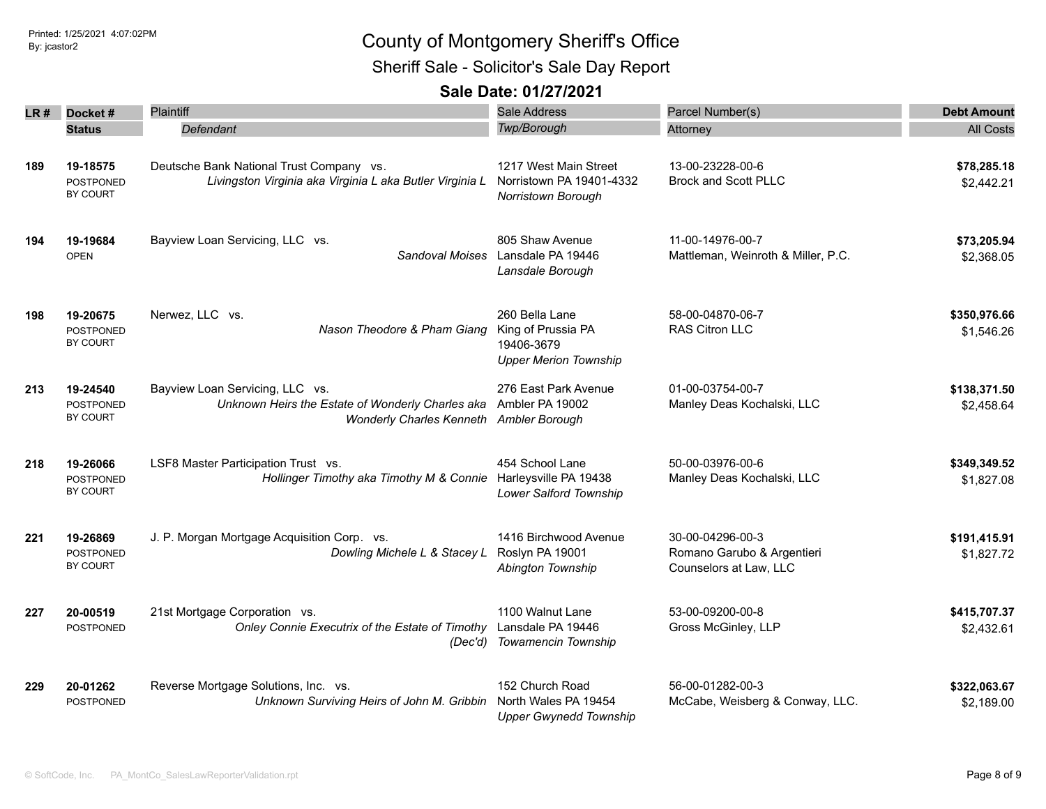# County of Montgomery Sheriff's Office

## Sheriff Sale - Solicitor's Sale Day Report

### Sale Date: 01/27/2021

| LR # | Docket # / Status | Plaintiff / Defendant | Sale Address / Twp/Borough | Parcel Number(s) / Attorney | Debt Amount / All Costs |
|---|---|---|---|---|---|
| 189 | **19-18575** POSTPONED BY COURT | Deutsche Bank National Trust Company vs. *Livingston Virginia aka Virginia L aka Butler Virginia L* | 1217 West Main Street Norristown PA 19401-4332 *Norristown Borough* | 13-00-23228-00-6 Brock and Scott PLLC | **$78,285.18** $2,442.21 |
| 194 | **19-19684** OPEN | Bayview Loan Servicing, LLC vs. *Sandoval Moises* | 805 Shaw Avenue Lansdale PA 19446 *Lansdale Borough* | 11-00-14976-00-7 Mattleman, Weinroth & Miller, P.C. | **$73,205.94** $2,368.05 |
| 198 | **19-20675** POSTPONED BY COURT | Nerwez, LLC vs. *Nason Theodore & Pham Giang* | 260 Bella Lane King of Prussia PA 19406-3679 *Upper Merion Township* | 58-00-04870-06-7 RAS Citron LLC | **$350,976.66** $1,546.26 |
| 213 | **19-24540** POSTPONED BY COURT | Bayview Loan Servicing, LLC vs. *Unknown Heirs the Estate of Wonderly Charles aka Wonderly Charles Kenneth* | 276 East Park Avenue Ambler PA 19002 *Ambler Borough* | 01-00-03754-00-7 Manley Deas Kochalski, LLC | **$138,371.50** $2,458.64 |
| 218 | **19-26066** POSTPONED BY COURT | LSF8 Master Participation Trust vs. *Hollinger Timothy aka Timothy M & Connie* | 454 School Lane Harleysville PA 19438 *Lower Salford Township* | 50-00-03976-00-6 Manley Deas Kochalski, LLC | **$349,349.52** $1,827.08 |
| 221 | **19-26869** POSTPONED BY COURT | J. P. Morgan Mortgage Acquisition Corp. vs. *Dowling Michele L & Stacey L* | 1416 Birchwood Avenue Roslyn PA 19001 *Abington Township* | 30-00-04296-00-3 Romano Garubo & Argentieri Counselors at Law, LLC | **$191,415.91** $1,827.72 |
| 227 | **20-00519** POSTPONED | 21st Mortgage Corporation vs. *Onley Connie Executrix of the Estate of Timothy (Dec'd)* | 1100 Walnut Lane Lansdale PA 19446 *Towamencin Township* | 53-00-09200-00-8 Gross McGinley, LLP | **$415,707.37** $2,432.61 |
| 229 | **20-01262** POSTPONED | Reverse Mortgage Solutions, Inc. vs. *Unknown Surviving Heirs of John M. Gribbin* | 152 Church Road North Wales PA 19454 *Upper Gwynedd Township* | 56-00-01282-00-3 McCabe, Weisberg & Conway, LLC. | **$322,063.67** $2,189.00 |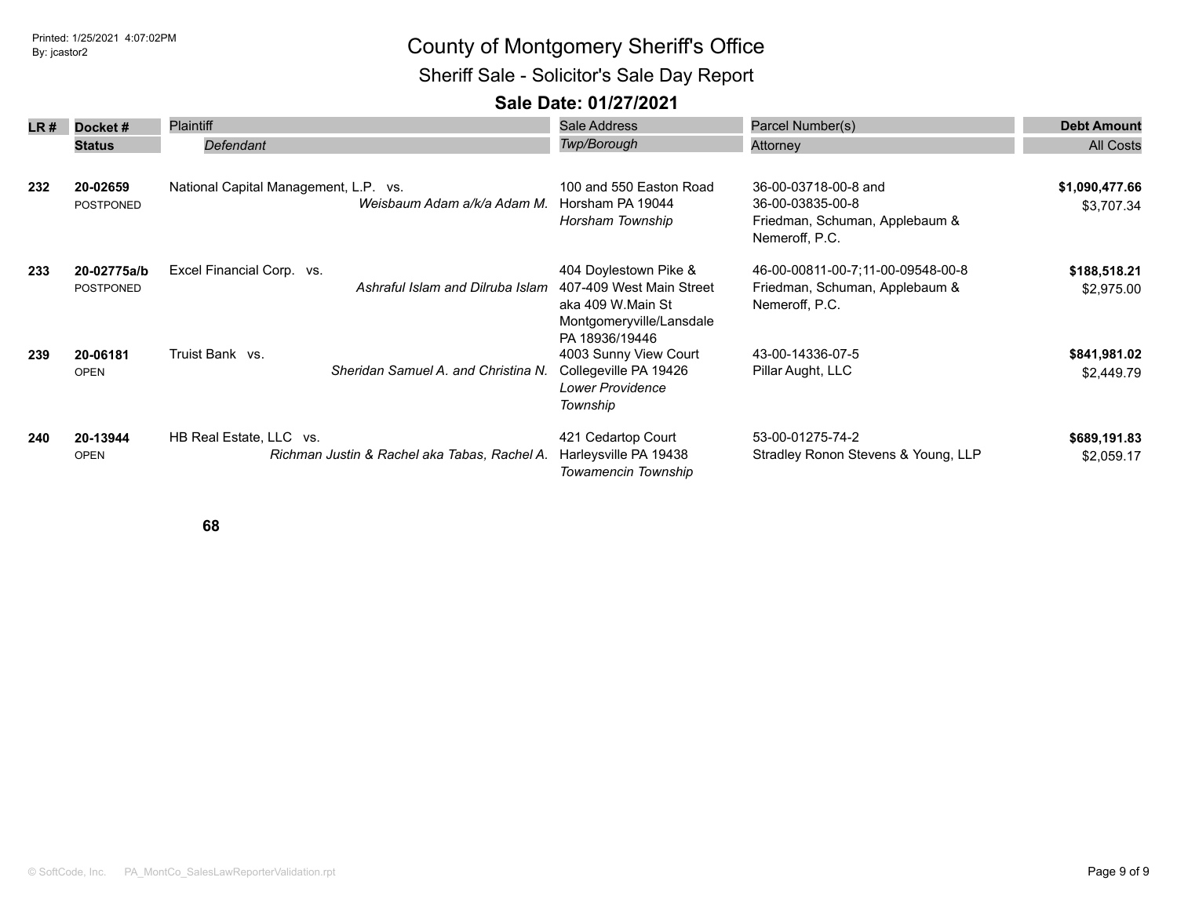Printed: 1/25/2021 4:07:02PM
By: jcastor2

# County of Montgomery Sheriff's Office

## Sheriff Sale - Solicitor's Sale Day Report

### Sale Date: 01/27/2021

| LR # | Docket # / Status | Plaintiff / *Defendant* | Sale Address / *Twp/Borough* | Parcel Number(s) / Attorney | Debt Amount / All Costs |
|---|---|---|---|---|---|
| 232 | **20-02659** POSTPONED | National Capital Management, L.P. vs. *Weisbaum Adam a/k/a Adam M.* | 100 and 550 Easton Road Horsham PA 19044 *Horsham Township* | 36-00-03718-00-8 and 36-00-03835-00-8 Friedman, Schuman, Applebaum & Nemeroff, P.C. | **$1,090,477.66** $3,707.34 |
| 233 | **20-02775a/b** POSTPONED | Excel Financial Corp. vs. *Ashraful Islam and Dilruba Islam* | 404 Doylestown Pike & 407-409 West Main Street aka 409 W.Main St Montgomeryville/Lansdale PA 18936/19446 | 46-00-00811-00-7;11-00-09548-00-8 Friedman, Schuman, Applebaum & Nemeroff, P.C. | **$188,518.21** $2,975.00 |
| 239 | **20-06181** OPEN | Truist Bank vs. *Sheridan Samuel A. and Christina N.* | 4003 Sunny View Court Collegeville PA 19426 *Lower Providence Township* | 43-00-14336-07-5 Pillar Aught, LLC | **$841,981.02** $2,449.79 |
| 240 | **20-13944** OPEN | HB Real Estate, LLC vs. *Richman Justin & Rachel aka Tabas, Rachel A.* | 421 Cedartop Court Harleysville PA 19438 *Towamencin Township* | 53-00-01275-74-2 Stradley Ronon Stevens & Young, LLP | **$689,191.83** $2,059.17 |

**68**